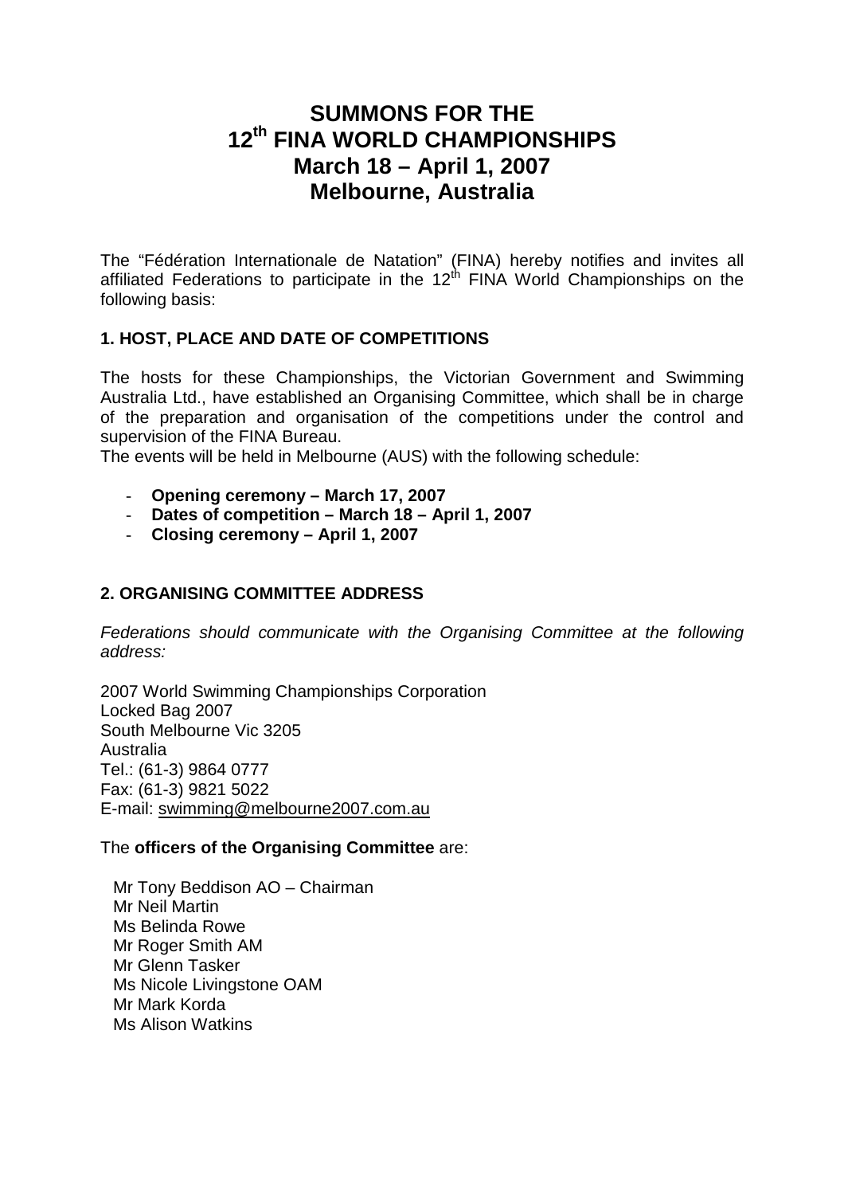# SUMMONS FOR THE 12th FINA WORLD CHAMPIONSHIPS March 18 – April 1, 2007 Melbourne, Australia

The "Fédération Internationale de Natation" (FINA) hereby notifies and invites all affiliated Federations to participate in the 12th FINA World Championships on the following basis:

## 1. HOST, PLACE AND DATE OF COMPETITIONS

The hosts for these Championships, the Victorian Government and Swimming Australia Ltd., have established an Organising Committee, which shall be in charge of the preparation and organisation of the competitions under the control and supervision of the FINA Bureau.

The events will be held in Melbourne (AUS) with the following schedule:

- **Opening ceremony – March 17, 2007**
- **Dates of competition – March 18 – April 1, 2007**
- **Closing ceremony – April 1, 2007**

## 2. ORGANISING COMMITTEE ADDRESS

*Federations should communicate with the Organising Committee at the following address:*

2007 World Swimming Championships Corporation
Locked Bag 2007
South Melbourne Vic 3205
Australia
Tel.: (61-3) 9864 0777
Fax: (61-3) 9821 5022
E-mail: swimming@melbourne2007.com.au

The **officers of the Organising Committee** are:

Mr Tony Beddison AO – Chairman
Mr Neil Martin
Ms Belinda Rowe
Mr Roger Smith AM
Mr Glenn Tasker
Ms Nicole Livingstone OAM
Mr Mark Korda
Ms Alison Watkins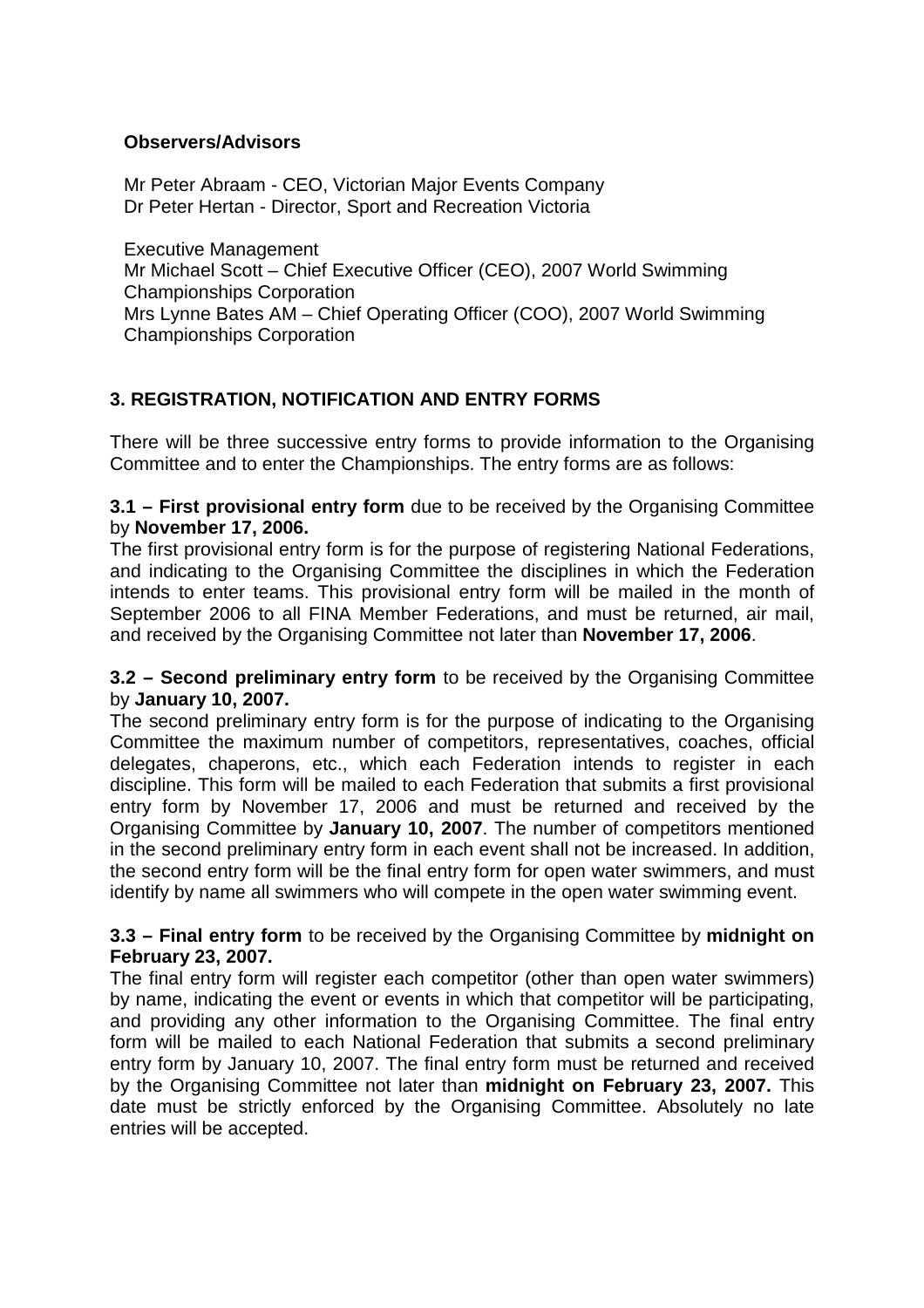**Observers/Advisors**

Mr Peter Abraam - CEO, Victorian Major Events Company
Dr Peter Hertan - Director, Sport and Recreation Victoria

Executive Management
Mr Michael Scott – Chief Executive Officer (CEO), 2007 World Swimming Championships Corporation
Mrs Lynne Bates AM – Chief Operating Officer (COO), 2007 World Swimming Championships Corporation

## 3. REGISTRATION, NOTIFICATION AND ENTRY FORMS

There will be three successive entry forms to provide information to the Organising Committee and to enter the Championships. The entry forms are as follows:

**3.1 – First provisional entry form** due to be received by the Organising Committee by **November 17, 2006.**

The first provisional entry form is for the purpose of registering National Federations, and indicating to the Organising Committee the disciplines in which the Federation intends to enter teams. This provisional entry form will be mailed in the month of September 2006 to all FINA Member Federations, and must be returned, air mail, and received by the Organising Committee not later than **November 17, 2006**.

**3.2 – Second preliminary entry form** to be received by the Organising Committee by **January 10, 2007.**

The second preliminary entry form is for the purpose of indicating to the Organising Committee the maximum number of competitors, representatives, coaches, official delegates, chaperons, etc., which each Federation intends to register in each discipline. This form will be mailed to each Federation that submits a first provisional entry form by November 17, 2006 and must be returned and received by the Organising Committee by **January 10, 2007**. The number of competitors mentioned in the second preliminary entry form in each event shall not be increased. In addition, the second entry form will be the final entry form for open water swimmers, and must identify by name all swimmers who will compete in the open water swimming event.

**3.3 – Final entry form** to be received by the Organising Committee by **midnight on February 23, 2007.**

The final entry form will register each competitor (other than open water swimmers) by name, indicating the event or events in which that competitor will be participating, and providing any other information to the Organising Committee. The final entry form will be mailed to each National Federation that submits a second preliminary entry form by January 10, 2007. The final entry form must be returned and received by the Organising Committee not later than **midnight on February 23, 2007.** This date must be strictly enforced by the Organising Committee. Absolutely no late entries will be accepted.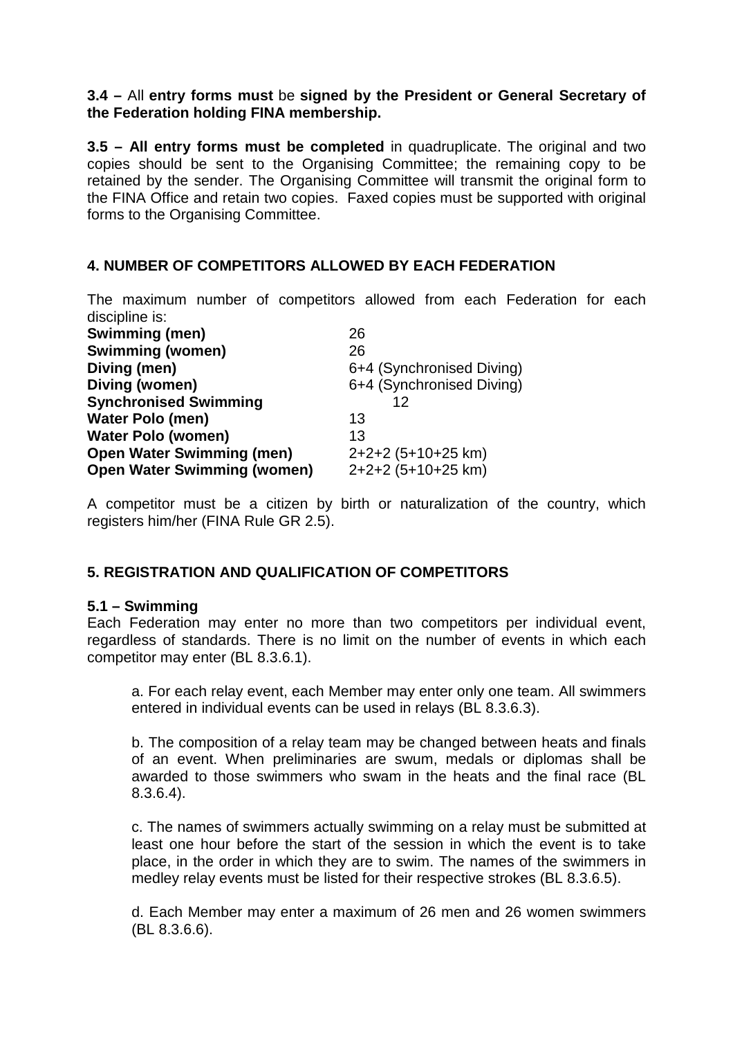**3.4 –** All **entry forms must** be **signed by the President or General Secretary of the Federation holding FINA membership.**

**3.5 – All entry forms must be completed** in quadruplicate. The original and two copies should be sent to the Organising Committee; the remaining copy to be retained by the sender. The Organising Committee will transmit the original form to the FINA Office and retain two copies. Faxed copies must be supported with original forms to the Organising Committee.

## 4. NUMBER OF COMPETITORS ALLOWED BY EACH FEDERATION

The maximum number of competitors allowed from each Federation for each discipline is:

| | |
|---|---|
| **Swimming (men)** | 26 |
| **Swimming (women)** | 26 |
| **Diving (men)** | 6+4 (Synchronised Diving) |
| **Diving (women)** | 6+4 (Synchronised Diving) |
| **Synchronised Swimming** | 12 |
| **Water Polo (men)** | 13 |
| **Water Polo (women)** | 13 |
| **Open Water Swimming (men)** | 2+2+2 (5+10+25 km) |
| **Open Water Swimming (women)** | 2+2+2 (5+10+25 km) |

A competitor must be a citizen by birth or naturalization of the country, which registers him/her (FINA Rule GR 2.5).

## 5. REGISTRATION AND QUALIFICATION OF COMPETITORS

### 5.1 – Swimming

Each Federation may enter no more than two competitors per individual event, regardless of standards. There is no limit on the number of events in which each competitor may enter (BL 8.3.6.1).

a. For each relay event, each Member may enter only one team. All swimmers entered in individual events can be used in relays (BL 8.3.6.3).

b. The composition of a relay team may be changed between heats and finals of an event. When preliminaries are swum, medals or diplomas shall be awarded to those swimmers who swam in the heats and the final race (BL 8.3.6.4).

c. The names of swimmers actually swimming on a relay must be submitted at least one hour before the start of the session in which the event is to take place, in the order in which they are to swim. The names of the swimmers in medley relay events must be listed for their respective strokes (BL 8.3.6.5).

d. Each Member may enter a maximum of 26 men and 26 women swimmers (BL 8.3.6.6).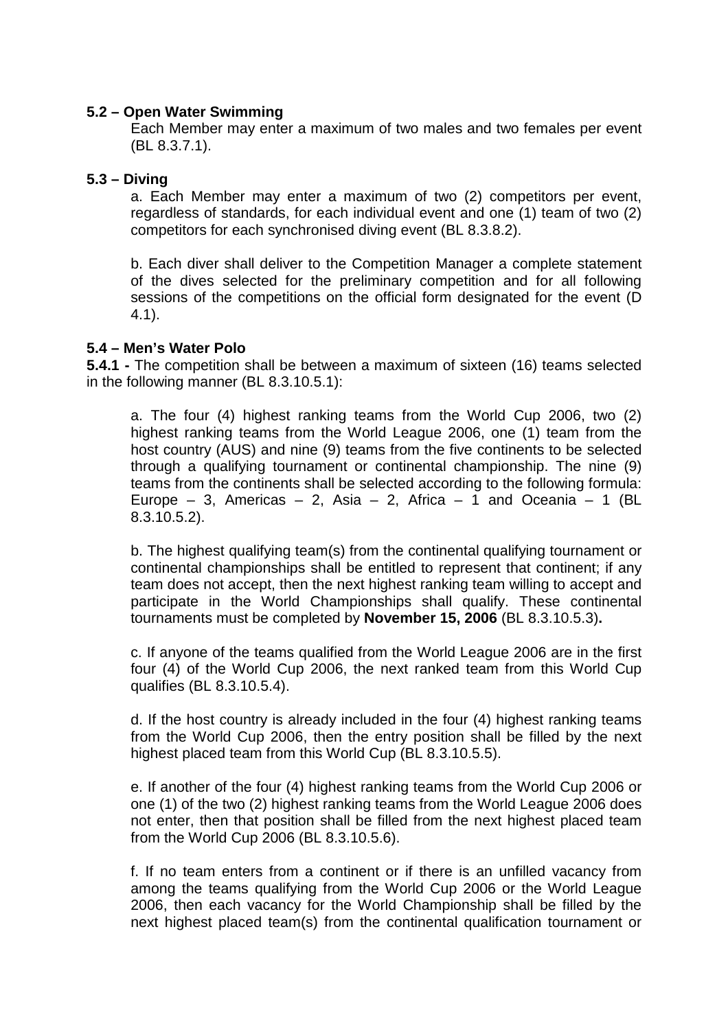**5.2 – Open Water Swimming**

Each Member may enter a maximum of two males and two females per event (BL 8.3.7.1).

**5.3 – Diving**

a. Each Member may enter a maximum of two (2) competitors per event, regardless of standards, for each individual event and one (1) team of two (2) competitors for each synchronised diving event (BL 8.3.8.2).

b. Each diver shall deliver to the Competition Manager a complete statement of the dives selected for the preliminary competition and for all following sessions of the competitions on the official form designated for the event (D 4.1).

**5.4 – Men's Water Polo**

**5.4.1 -** The competition shall be between a maximum of sixteen (16) teams selected in the following manner (BL 8.3.10.5.1):

a. The four (4) highest ranking teams from the World Cup 2006, two (2) highest ranking teams from the World League 2006, one (1) team from the host country (AUS) and nine (9) teams from the five continents to be selected through a qualifying tournament or continental championship. The nine (9) teams from the continents shall be selected according to the following formula: Europe – 3, Americas – 2, Asia – 2, Africa – 1 and Oceania – 1 (BL 8.3.10.5.2).

b. The highest qualifying team(s) from the continental qualifying tournament or continental championships shall be entitled to represent that continent; if any team does not accept, then the next highest ranking team willing to accept and participate in the World Championships shall qualify. These continental tournaments must be completed by **November 15, 2006** (BL 8.3.10.5.3)**.**

c. If anyone of the teams qualified from the World League 2006 are in the first four (4) of the World Cup 2006, the next ranked team from this World Cup qualifies (BL 8.3.10.5.4).

d. If the host country is already included in the four (4) highest ranking teams from the World Cup 2006, then the entry position shall be filled by the next highest placed team from this World Cup (BL 8.3.10.5.5).

e. If another of the four (4) highest ranking teams from the World Cup 2006 or one (1) of the two (2) highest ranking teams from the World League 2006 does not enter, then that position shall be filled from the next highest placed team from the World Cup 2006 (BL 8.3.10.5.6).

f. If no team enters from a continent or if there is an unfilled vacancy from among the teams qualifying from the World Cup 2006 or the World League 2006, then each vacancy for the World Championship shall be filled by the next highest placed team(s) from the continental qualification tournament or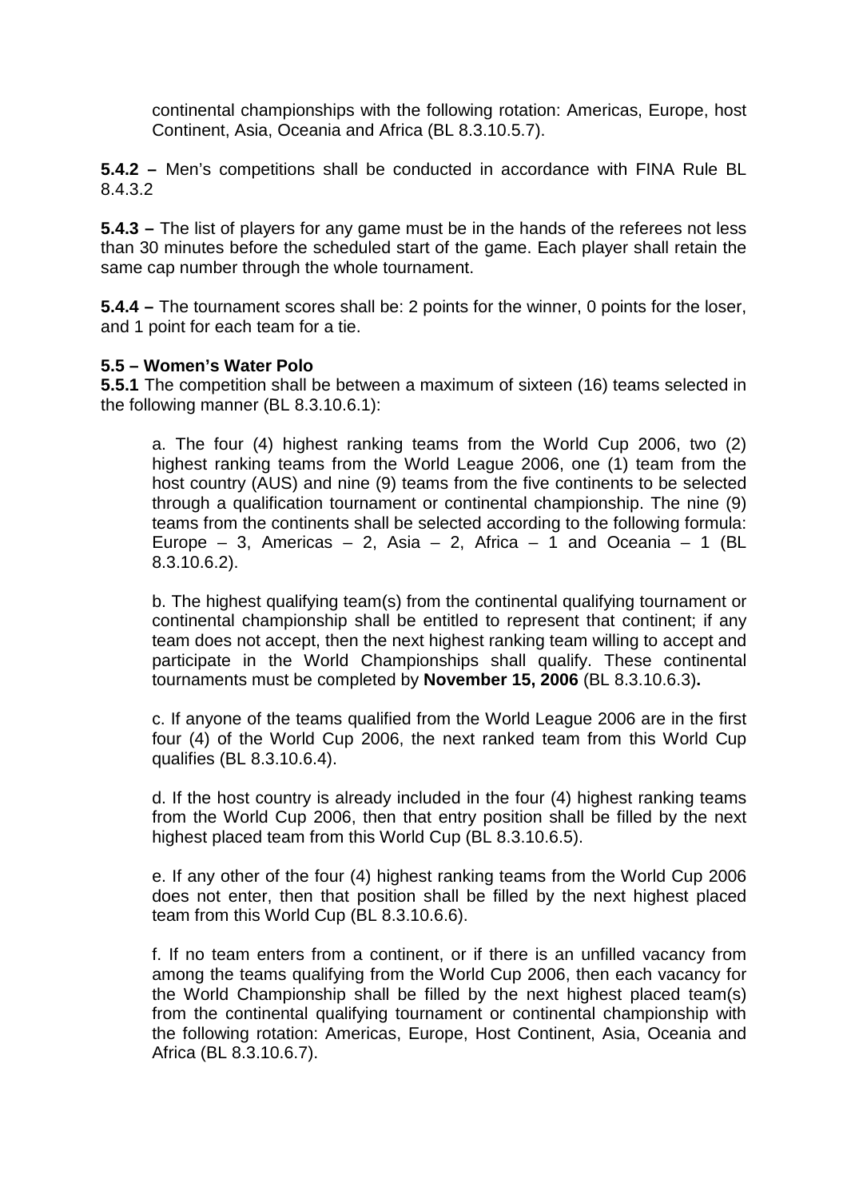continental championships with the following rotation: Americas, Europe, host Continent, Asia, Oceania and Africa (BL 8.3.10.5.7).

**5.4.2 –** Men's competitions shall be conducted in accordance with FINA Rule BL 8.4.3.2

**5.4.3 –** The list of players for any game must be in the hands of the referees not less than 30 minutes before the scheduled start of the game. Each player shall retain the same cap number through the whole tournament.

**5.4.4 –** The tournament scores shall be: 2 points for the winner, 0 points for the loser, and 1 point for each team for a tie.

**5.5 – Women's Water Polo**

**5.5.1** The competition shall be between a maximum of sixteen (16) teams selected in the following manner (BL 8.3.10.6.1):

a. The four (4) highest ranking teams from the World Cup 2006, two (2) highest ranking teams from the World League 2006, one (1) team from the host country (AUS) and nine (9) teams from the five continents to be selected through a qualification tournament or continental championship. The nine (9) teams from the continents shall be selected according to the following formula: Europe – 3, Americas – 2, Asia – 2, Africa – 1 and Oceania – 1 (BL 8.3.10.6.2).

b. The highest qualifying team(s) from the continental qualifying tournament or continental championship shall be entitled to represent that continent; if any team does not accept, then the next highest ranking team willing to accept and participate in the World Championships shall qualify. These continental tournaments must be completed by **November 15, 2006** (BL 8.3.10.6.3)**.**

c. If anyone of the teams qualified from the World League 2006 are in the first four (4) of the World Cup 2006, the next ranked team from this World Cup qualifies (BL 8.3.10.6.4).

d. If the host country is already included in the four (4) highest ranking teams from the World Cup 2006, then that entry position shall be filled by the next highest placed team from this World Cup (BL 8.3.10.6.5).

e. If any other of the four (4) highest ranking teams from the World Cup 2006 does not enter, then that position shall be filled by the next highest placed team from this World Cup (BL 8.3.10.6.6).

f. If no team enters from a continent, or if there is an unfilled vacancy from among the teams qualifying from the World Cup 2006, then each vacancy for the World Championship shall be filled by the next highest placed team(s) from the continental qualifying tournament or continental championship with the following rotation: Americas, Europe, Host Continent, Asia, Oceania and Africa (BL 8.3.10.6.7).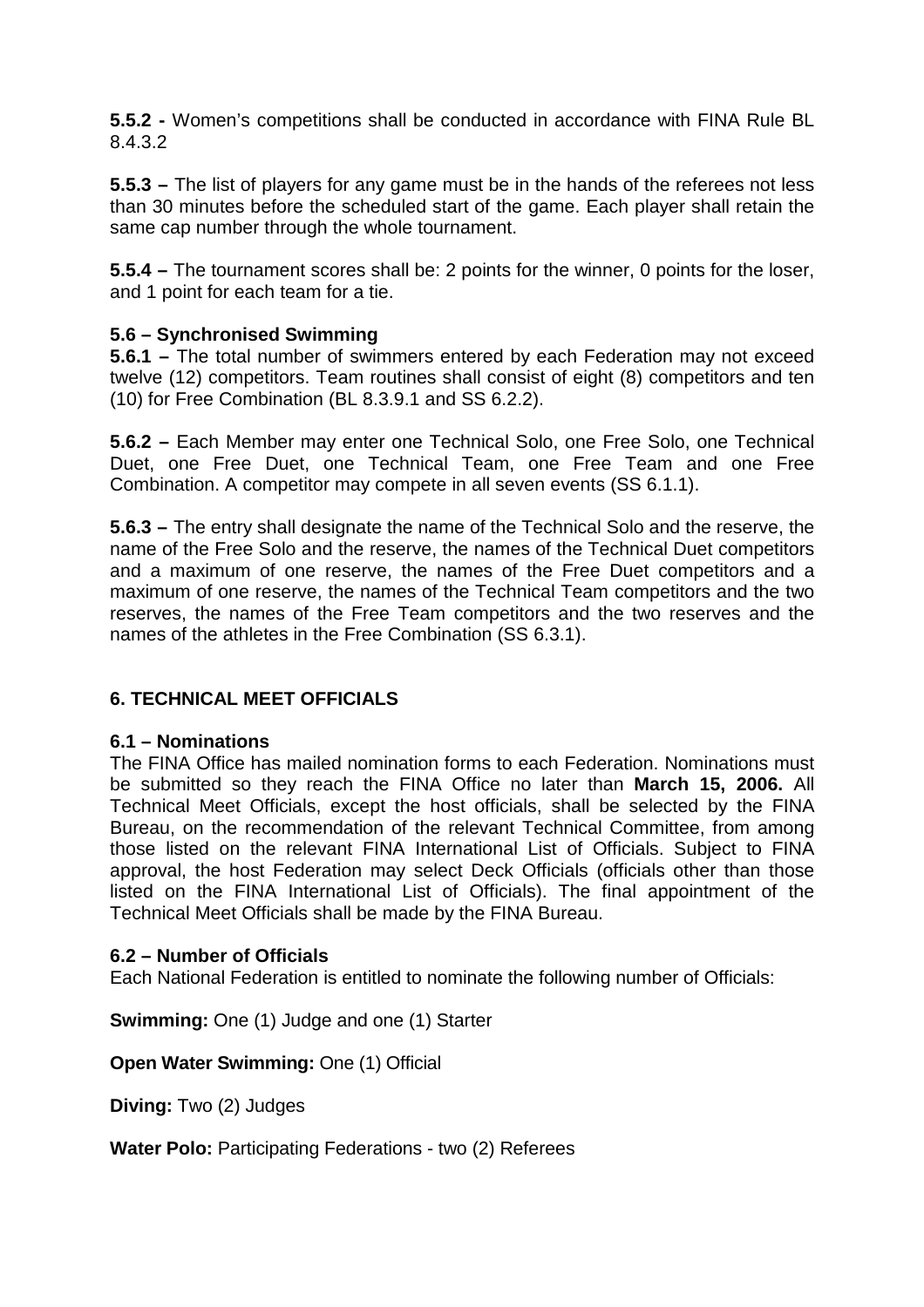**5.5.2 -** Women's competitions shall be conducted in accordance with FINA Rule BL 8.4.3.2

**5.5.3 –** The list of players for any game must be in the hands of the referees not less than 30 minutes before the scheduled start of the game. Each player shall retain the same cap number through the whole tournament.

**5.5.4 –** The tournament scores shall be: 2 points for the winner, 0 points for the loser, and 1 point for each team for a tie.

**5.6 – Synchronised Swimming**

**5.6.1 –** The total number of swimmers entered by each Federation may not exceed twelve (12) competitors. Team routines shall consist of eight (8) competitors and ten (10) for Free Combination (BL 8.3.9.1 and SS 6.2.2).

**5.6.2 –** Each Member may enter one Technical Solo, one Free Solo, one Technical Duet, one Free Duet, one Technical Team, one Free Team and one Free Combination. A competitor may compete in all seven events (SS 6.1.1).

**5.6.3 –** The entry shall designate the name of the Technical Solo and the reserve, the name of the Free Solo and the reserve, the names of the Technical Duet competitors and a maximum of one reserve, the names of the Free Duet competitors and a maximum of one reserve, the names of the Technical Team competitors and the two reserves, the names of the Free Team competitors and the two reserves and the names of the athletes in the Free Combination (SS 6.3.1).

## 6. TECHNICAL MEET OFFICIALS

**6.1 – Nominations**

The FINA Office has mailed nomination forms to each Federation. Nominations must be submitted so they reach the FINA Office no later than **March 15, 2006.** All Technical Meet Officials, except the host officials, shall be selected by the FINA Bureau, on the recommendation of the relevant Technical Committee, from among those listed on the relevant FINA International List of Officials. Subject to FINA approval, the host Federation may select Deck Officials (officials other than those listed on the FINA International List of Officials). The final appointment of the Technical Meet Officials shall be made by the FINA Bureau.

**6.2 – Number of Officials**

Each National Federation is entitled to nominate the following number of Officials:

**Swimming:** One (1) Judge and one (1) Starter

**Open Water Swimming:** One (1) Official

**Diving:** Two (2) Judges

**Water Polo:** Participating Federations - two (2) Referees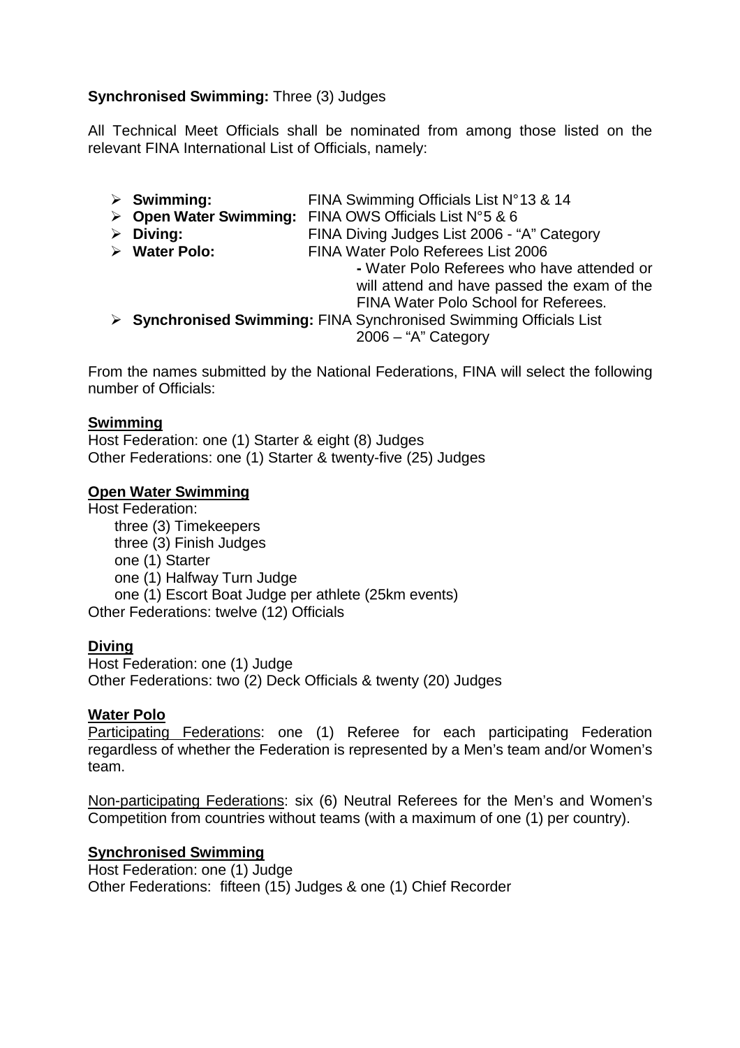**Synchronised Swimming:** Three (3) Judges

All Technical Meet Officials shall be nominated from among those listed on the relevant FINA International List of Officials, namely:

- **Swimming:** FINA Swimming Officials List N°13 & 14
- **Open Water Swimming:** FINA OWS Officials List N°5 & 6
- **Diving:** FINA Diving Judges List 2006 - "A" Category
- **Water Polo:** FINA Water Polo Referees List 2006
  - Water Polo Referees who have attended or will attend and have passed the exam of the FINA Water Polo School for Referees.
- **Synchronised Swimming:** FINA Synchronised Swimming Officials List 2006 – "A" Category

From the names submitted by the National Federations, FINA will select the following number of Officials:

**Swimming**

Host Federation: one (1) Starter & eight (8) Judges
Other Federations: one (1) Starter & twenty-five (25) Judges

**Open Water Swimming**

Host Federation:
- three (3) Timekeepers
- three (3) Finish Judges
- one (1) Starter
- one (1) Halfway Turn Judge
- one (1) Escort Boat Judge per athlete (25km events)

Other Federations: twelve (12) Officials

**Diving**

Host Federation: one (1) Judge
Other Federations: two (2) Deck Officials & twenty (20) Judges

**Water Polo**

Participating Federations: one (1) Referee for each participating Federation regardless of whether the Federation is represented by a Men's team and/or Women's team.

Non-participating Federations: six (6) Neutral Referees for the Men's and Women's Competition from countries without teams (with a maximum of one (1) per country).

**Synchronised Swimming**

Host Federation: one (1) Judge
Other Federations: fifteen (15) Judges & one (1) Chief Recorder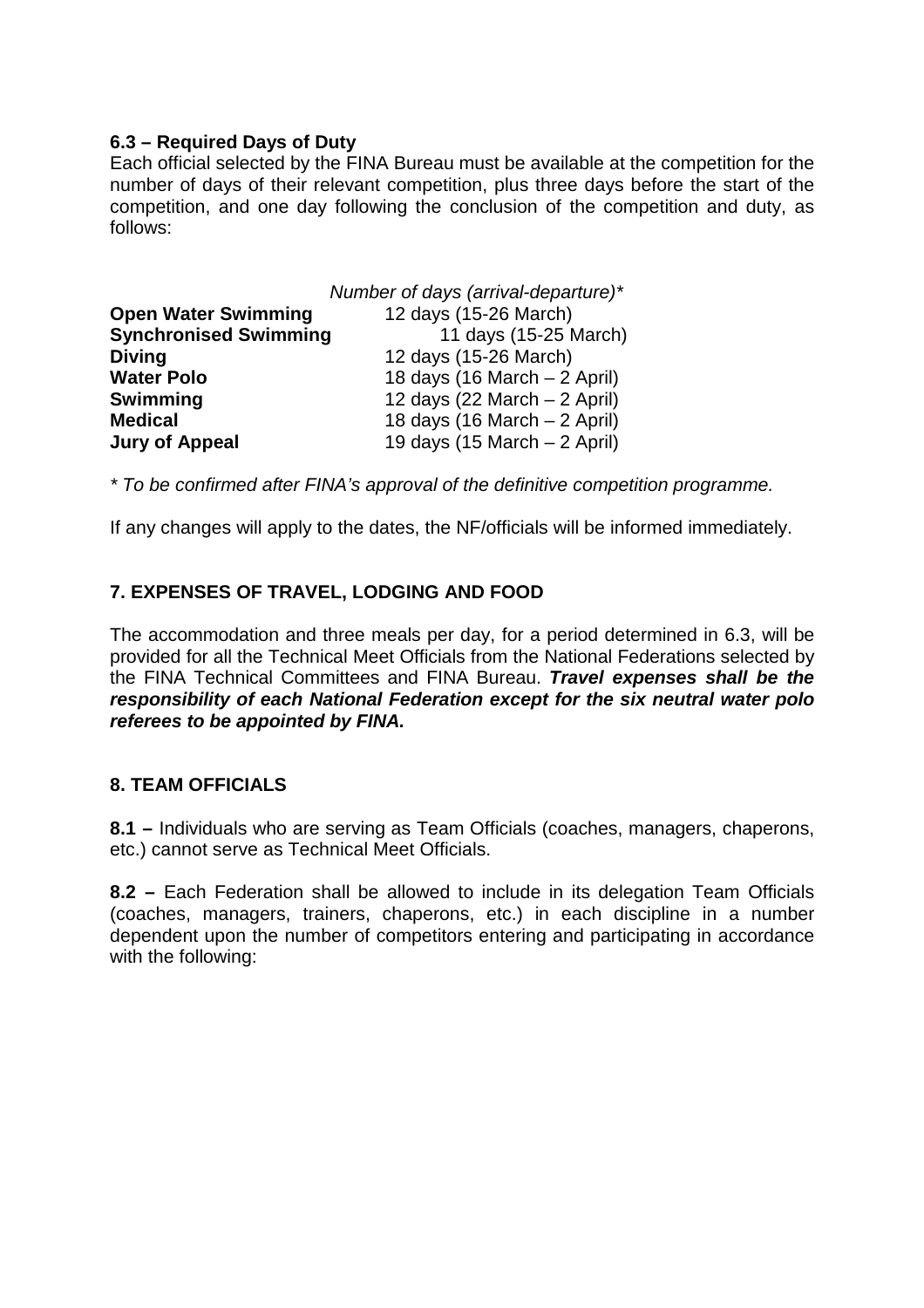### 6.3 – Required Days of Duty

Each official selected by the FINA Bureau must be available at the competition for the number of days of their relevant competition, plus three days before the start of the competition, and one day following the conclusion of the competition and duty, as follows:

| | *Number of days (arrival-departure)** |
|---|---|
| **Open Water Swimming** | 12 days (15-26 March) |
| **Synchronised Swimming** | 11 days (15-25 March) |
| **Diving** | 12 days (15-26 March) |
| **Water Polo** | 18 days (16 March – 2 April) |
| **Swimming** | 12 days (22 March – 2 April) |
| **Medical** | 18 days (16 March – 2 April) |
| **Jury of Appeal** | 19 days (15 March – 2 April) |

*\* To be confirmed after FINA's approval of the definitive competition programme.*

If any changes will apply to the dates, the NF/officials will be informed immediately.

## 7. EXPENSES OF TRAVEL, LODGING AND FOOD

The accommodation and three meals per day, for a period determined in 6.3, will be provided for all the Technical Meet Officials from the National Federations selected by the FINA Technical Committees and FINA Bureau. ***Travel expenses shall be the responsibility of each National Federation except for the six neutral water polo referees to be appointed by FINA.***

## 8. TEAM OFFICIALS

**8.1 –** Individuals who are serving as Team Officials (coaches, managers, chaperons, etc.) cannot serve as Technical Meet Officials.

**8.2 –** Each Federation shall be allowed to include in its delegation Team Officials (coaches, managers, trainers, chaperons, etc.) in each discipline in a number dependent upon the number of competitors entering and participating in accordance with the following: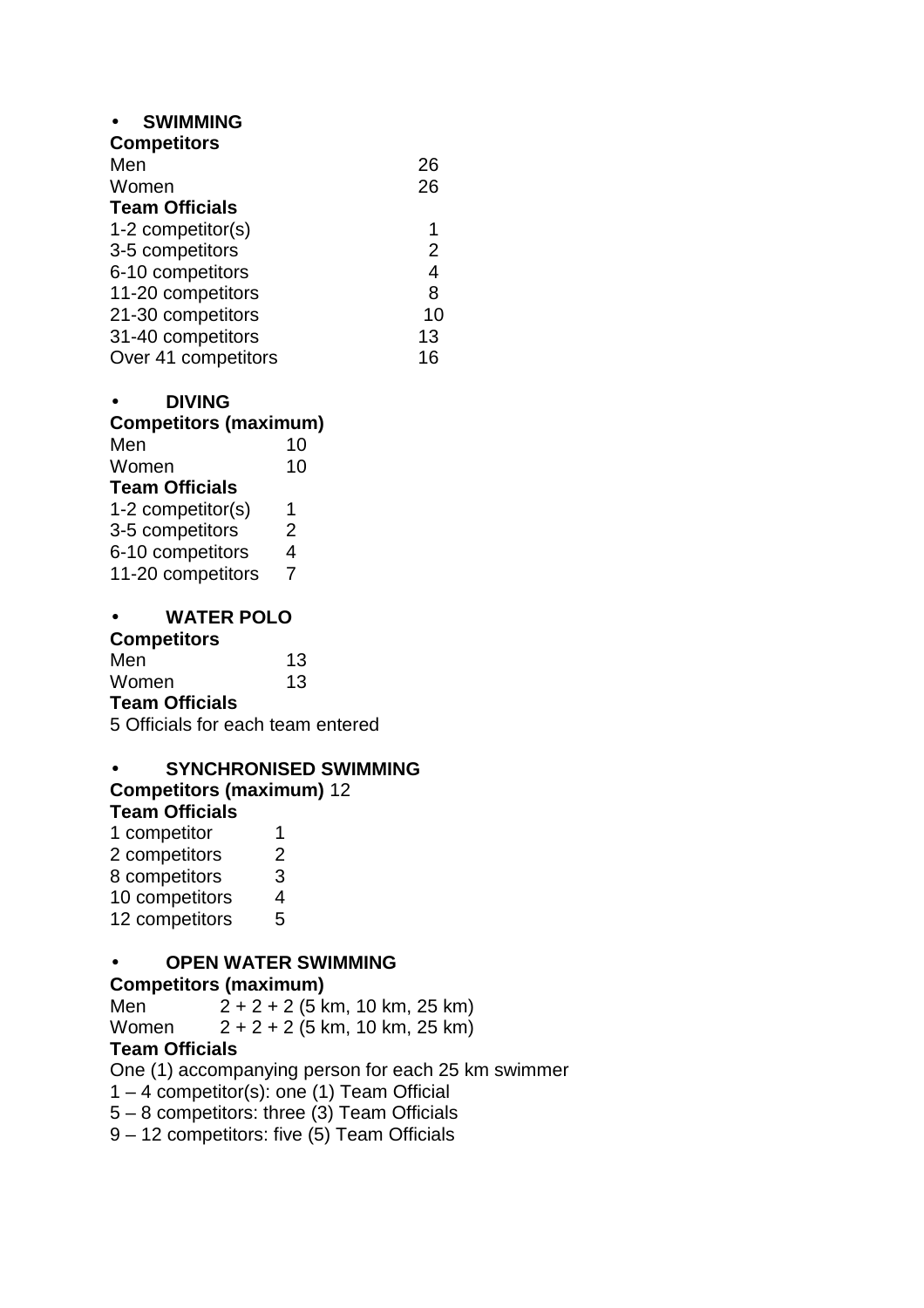- **SWIMMING**

**Competitors**

| | |
|---|---|
| Men | 26 |
| Women | 26 |

**Team Officials**

| | |
|---|---|
| 1-2 competitor(s) | 1 |
| 3-5 competitors | 2 |
| 6-10 competitors | 4 |
| 11-20 competitors | 8 |
| 21-30 competitors | 10 |
| 31-40 competitors | 13 |
| Over 41 competitors | 16 |

- **DIVING**

**Competitors (maximum)**

| | |
|---|---|
| Men | 10 |
| Women | 10 |

**Team Officials**

| | |
|---|---|
| 1-2 competitor(s) | 1 |
| 3-5 competitors | 2 |
| 6-10 competitors | 4 |
| 11-20 competitors | 7 |

- **WATER POLO**

**Competitors**

| | |
|---|---|
| Men | 13 |
| Women | 13 |

**Team Officials**

5 Officials for each team entered

- **SYNCHRONISED SWIMMING**

**Competitors (maximum)** 12

**Team Officials**

| | |
|---|---|
| 1 competitor | 1 |
| 2 competitors | 2 |
| 8 competitors | 3 |
| 10 competitors | 4 |
| 12 competitors | 5 |

- **OPEN WATER SWIMMING**

**Competitors (maximum)**

| | |
|---|---|
| Men | 2 + 2 + 2 (5 km, 10 km, 25 km) |
| Women | 2 + 2 + 2 (5 km, 10 km, 25 km) |

**Team Officials**

One (1) accompanying person for each 25 km swimmer

1 – 4 competitor(s): one (1) Team Official

5 – 8 competitors: three (3) Team Officials

9 – 12 competitors: five (5) Team Officials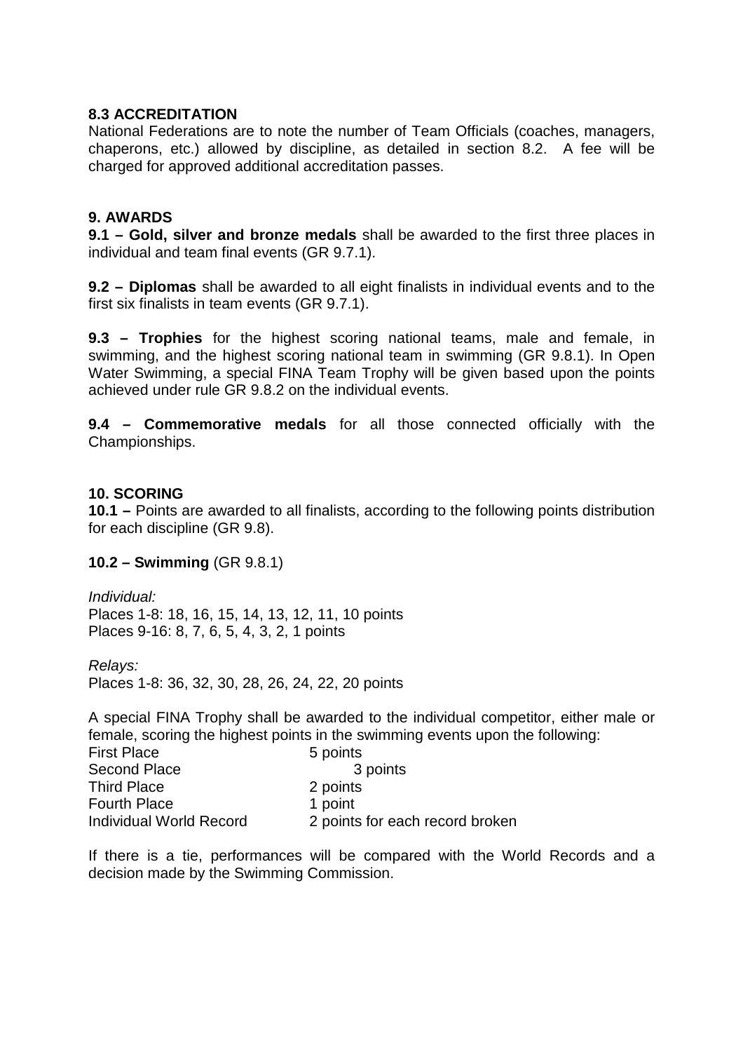### 8.3 ACCREDITATION

National Federations are to note the number of Team Officials (coaches, managers, chaperons, etc.) allowed by discipline, as detailed in section 8.2. A fee will be charged for approved additional accreditation passes.

## 9. AWARDS

**9.1 – Gold, silver and bronze medals** shall be awarded to the first three places in individual and team final events (GR 9.7.1).

**9.2 – Diplomas** shall be awarded to all eight finalists in individual events and to the first six finalists in team events (GR 9.7.1).

**9.3 – Trophies** for the highest scoring national teams, male and female, in swimming, and the highest scoring national team in swimming (GR 9.8.1). In Open Water Swimming, a special FINA Team Trophy will be given based upon the points achieved under rule GR 9.8.2 on the individual events.

**9.4 – Commemorative medals** for all those connected officially with the Championships.

## 10. SCORING

**10.1 –** Points are awarded to all finalists, according to the following points distribution for each discipline (GR 9.8).

**10.2 – Swimming** (GR 9.8.1)

*Individual:*
Places 1-8: 18, 16, 15, 14, 13, 12, 11, 10 points
Places 9-16: 8, 7, 6, 5, 4, 3, 2, 1 points

*Relays:*
Places 1-8: 36, 32, 30, 28, 26, 24, 22, 20 points

A special FINA Trophy shall be awarded to the individual competitor, either male or female, scoring the highest points in the swimming events upon the following:

| | |
|---|---|
| First Place | 5 points |
| Second Place | 3 points |
| Third Place | 2 points |
| Fourth Place | 1 point |
| Individual World Record | 2 points for each record broken |

If there is a tie, performances will be compared with the World Records and a decision made by the Swimming Commission.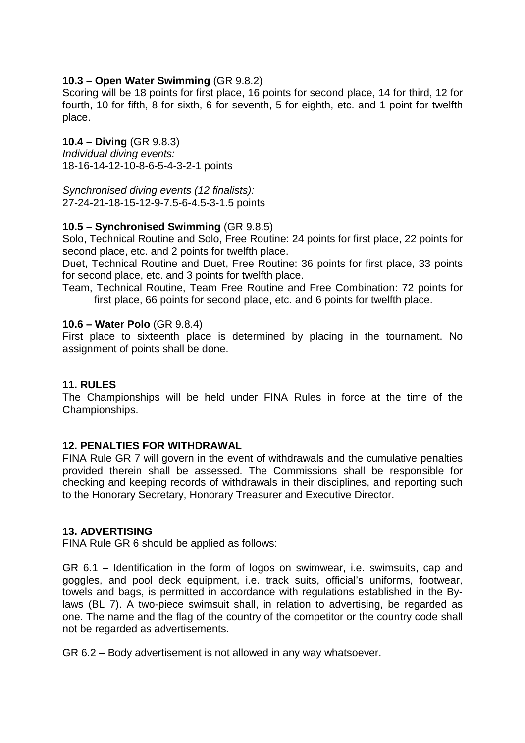**10.3 – Open Water Swimming** (GR 9.8.2)
Scoring will be 18 points for first place, 16 points for second place, 14 for third, 12 for fourth, 10 for fifth, 8 for sixth, 6 for seventh, 5 for eighth, etc. and 1 point for twelfth place.

**10.4 – Diving** (GR 9.8.3)
*Individual diving events:*
18-16-14-12-10-8-6-5-4-3-2-1 points

*Synchronised diving events (12 finalists):*
27-24-21-18-15-12-9-7.5-6-4.5-3-1.5 points

**10.5 – Synchronised Swimming** (GR 9.8.5)
Solo, Technical Routine and Solo, Free Routine: 24 points for first place, 22 points for second place, etc. and 2 points for twelfth place.
Duet, Technical Routine and Duet, Free Routine: 36 points for first place, 33 points for second place, etc. and 3 points for twelfth place.
Team, Technical Routine, Team Free Routine and Free Combination: 72 points for first place, 66 points for second place, etc. and 6 points for twelfth place.

**10.6 – Water Polo** (GR 9.8.4)
First place to sixteenth place is determined by placing in the tournament. No assignment of points shall be done.

## 11. RULES

The Championships will be held under FINA Rules in force at the time of the Championships.

## 12. PENALTIES FOR WITHDRAWAL

FINA Rule GR 7 will govern in the event of withdrawals and the cumulative penalties provided therein shall be assessed. The Commissions shall be responsible for checking and keeping records of withdrawals in their disciplines, and reporting such to the Honorary Secretary, Honorary Treasurer and Executive Director.

## 13. ADVERTISING

FINA Rule GR 6 should be applied as follows:

GR 6.1 – Identification in the form of logos on swimwear, i.e. swimsuits, cap and goggles, and pool deck equipment, i.e. track suits, official's uniforms, footwear, towels and bags, is permitted in accordance with regulations established in the By-laws (BL 7). A two-piece swimsuit shall, in relation to advertising, be regarded as one. The name and the flag of the country of the competitor or the country code shall not be regarded as advertisements.

GR 6.2 – Body advertisement is not allowed in any way whatsoever.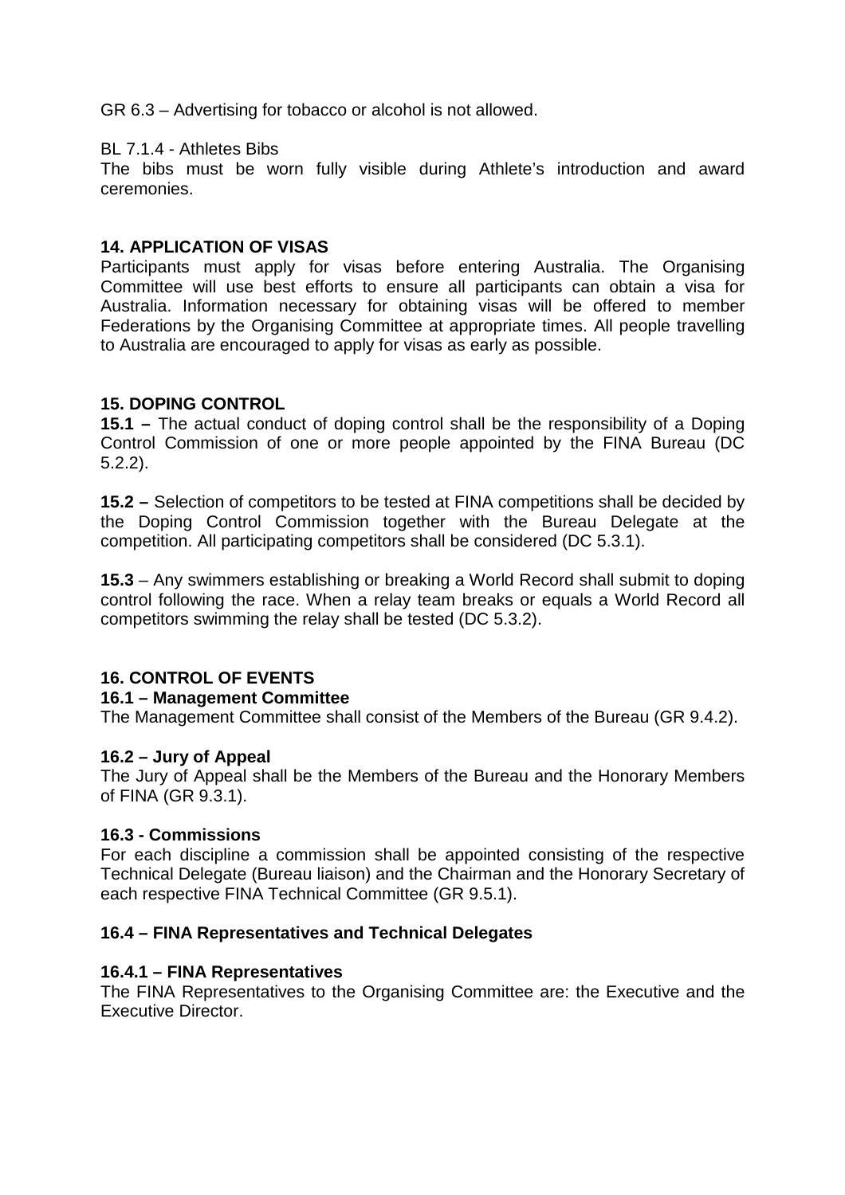GR 6.3 – Advertising for tobacco or alcohol is not allowed.

BL 7.1.4 - Athletes Bibs
The bibs must be worn fully visible during Athlete's introduction and award ceremonies.

## 14. APPLICATION OF VISAS

Participants must apply for visas before entering Australia. The Organising Committee will use best efforts to ensure all participants can obtain a visa for Australia. Information necessary for obtaining visas will be offered to member Federations by the Organising Committee at appropriate times. All people travelling to Australia are encouraged to apply for visas as early as possible.

## 15. DOPING CONTROL

**15.1 –** The actual conduct of doping control shall be the responsibility of a Doping Control Commission of one or more people appointed by the FINA Bureau (DC 5.2.2).

**15.2 –** Selection of competitors to be tested at FINA competitions shall be decided by the Doping Control Commission together with the Bureau Delegate at the competition. All participating competitors shall be considered (DC 5.3.1).

**15.3** – Any swimmers establishing or breaking a World Record shall submit to doping control following the race. When a relay team breaks or equals a World Record all competitors swimming the relay shall be tested (DC 5.3.2).

## 16. CONTROL OF EVENTS

### 16.1 – Management Committee

The Management Committee shall consist of the Members of the Bureau (GR 9.4.2).

### 16.2 – Jury of Appeal

The Jury of Appeal shall be the Members of the Bureau and the Honorary Members of FINA (GR 9.3.1).

### 16.3 - Commissions

For each discipline a commission shall be appointed consisting of the respective Technical Delegate (Bureau liaison) and the Chairman and the Honorary Secretary of each respective FINA Technical Committee (GR 9.5.1).

### 16.4 – FINA Representatives and Technical Delegates

#### 16.4.1 – FINA Representatives

The FINA Representatives to the Organising Committee are: the Executive and the Executive Director.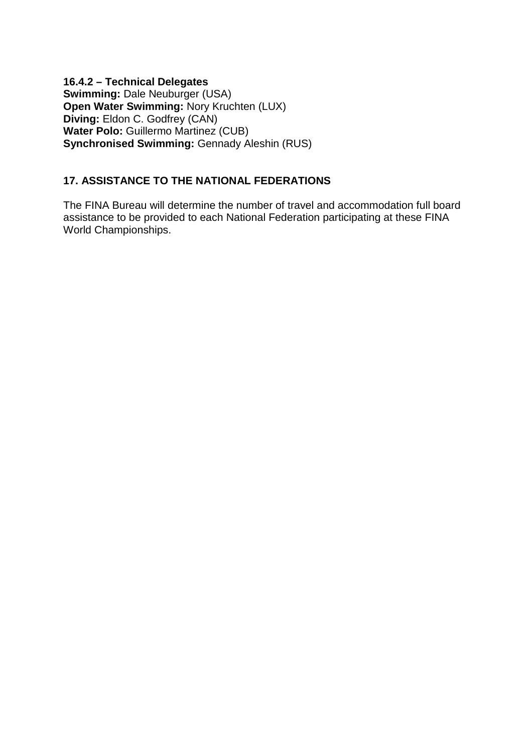**16.4.2 – Technical Delegates**
**Swimming:** Dale Neuburger (USA)
**Open Water Swimming:** Nory Kruchten (LUX)
**Diving:** Eldon C. Godfrey (CAN)
**Water Polo:** Guillermo Martinez (CUB)
**Synchronised Swimming:** Gennady Aleshin (RUS)

## 17. ASSISTANCE TO THE NATIONAL FEDERATIONS

The FINA Bureau will determine the number of travel and accommodation full board assistance to be provided to each National Federation participating at these FINA World Championships.